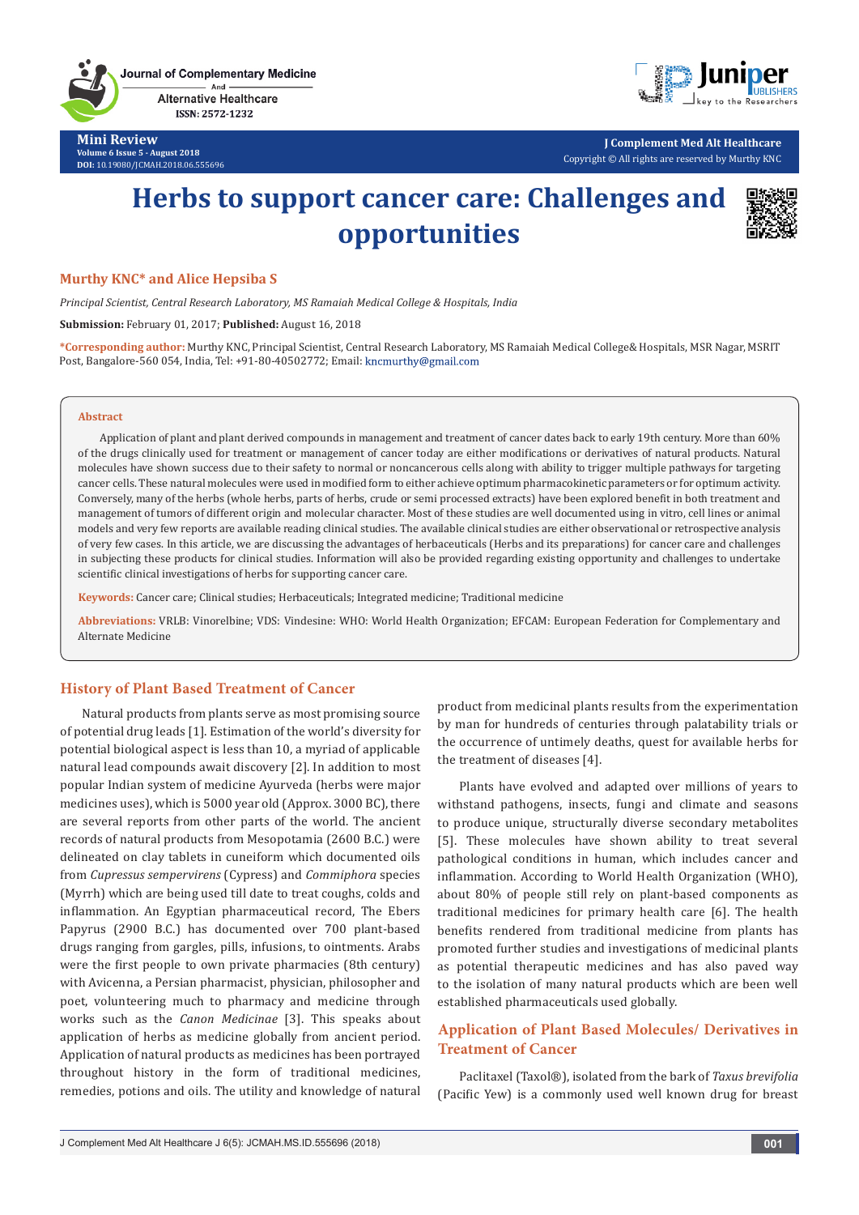Mini Review

# Herbs to support cancer care: Challenges and opportunities

**Murthy KNC* and Alice Hepsiba S**

*Principal Scientist, Central Research Laboratory, MS Ramaiah Medical College & Hospitals, India*

**Submission:** February 01, 2017; **Published:** August 16, 2018

***Corresponding author:** Murthy KNC, Principal Scientist, Central Research Laboratory, MS Ramaiah Medical College& Hospitals, MSR Nagar, MSRIT Post, Bangalore-560 054, India, Tel: +91-80-40502772; Email: kncmurthy@gmail.com

## Abstract

Application of plant and plant derived compounds in management and treatment of cancer dates back to early 19th century. More than 60% of the drugs clinically used for treatment or management of cancer today are either modifications or derivatives of natural products. Natural molecules have shown success due to their safety to normal or noncancerous cells along with ability to trigger multiple pathways for targeting cancer cells. These natural molecules were used in modified form to either achieve optimum pharmacokinetic parameters or for optimum activity. Conversely, many of the herbs (whole herbs, parts of herbs, crude or semi processed extracts) have been explored benefit in both treatment and management of tumors of different origin and molecular character. Most of these studies are well documented using in vitro, cell lines or animal models and very few reports are available reading clinical studies. The available clinical studies are either observational or retrospective analysis of very few cases. In this article, we are discussing the advantages of herbaceuticals (Herbs and its preparations) for cancer care and challenges in subjecting these products for clinical studies. Information will also be provided regarding existing opportunity and challenges to undertake scientific clinical investigations of herbs for supporting cancer care.

**Keywords:** Cancer care; Clinical studies; Herbaceuticals; Integrated medicine; Traditional medicine

**Abbreviations:** VRLB: Vinorelbine; VDS: Vindesine: WHO: World Health Organization; EFCAM: European Federation for Complementary and Alternate Medicine

## History of Plant Based Treatment of Cancer

Natural products from plants serve as most promising source of potential drug leads [1]. Estimation of the world's diversity for potential biological aspect is less than 10, a myriad of applicable natural lead compounds await discovery [2]. In addition to most popular Indian system of medicine Ayurveda (herbs were major medicines uses), which is 5000 year old (Approx. 3000 BC), there are several reports from other parts of the world. The ancient records of natural products from Mesopotamia (2600 B.C.) were delineated on clay tablets in cuneiform which documented oils from *Cupressus sempervirens* (Cypress) and *Commiphora* species (Myrrh) which are being used till date to treat coughs, colds and inflammation. An Egyptian pharmaceutical record, The Ebers Papyrus (2900 B.C.) has documented over 700 plant-based drugs ranging from gargles, pills, infusions, to ointments. Arabs were the first people to own private pharmacies (8th century) with Avicenna, a Persian pharmacist, physician, philosopher and poet, volunteering much to pharmacy and medicine through works such as the *Canon Medicinae* [3]. This speaks about application of herbs as medicine globally from ancient period. Application of natural products as medicines has been portrayed throughout history in the form of traditional medicines, remedies, potions and oils. The utility and knowledge of natural product from medicinal plants results from the experimentation by man for hundreds of centuries through palatability trials or the occurrence of untimely deaths, quest for available herbs for the treatment of diseases [4].

Plants have evolved and adapted over millions of years to withstand pathogens, insects, fungi and climate and seasons to produce unique, structurally diverse secondary metabolites [5]. These molecules have shown ability to treat several pathological conditions in human, which includes cancer and inflammation. According to World Health Organization (WHO), about 80% of people still rely on plant-based components as traditional medicines for primary health care [6]. The health benefits rendered from traditional medicine from plants has promoted further studies and investigations of medicinal plants as potential therapeutic medicines and has also paved way to the isolation of many natural products which are been well established pharmaceuticals used globally.

## Application of Plant Based Molecules/ Derivatives in Treatment of Cancer

Paclitaxel (Taxol®), isolated from the bark of *Taxus brevifolia* (Pacific Yew) is a commonly used well known drug for breast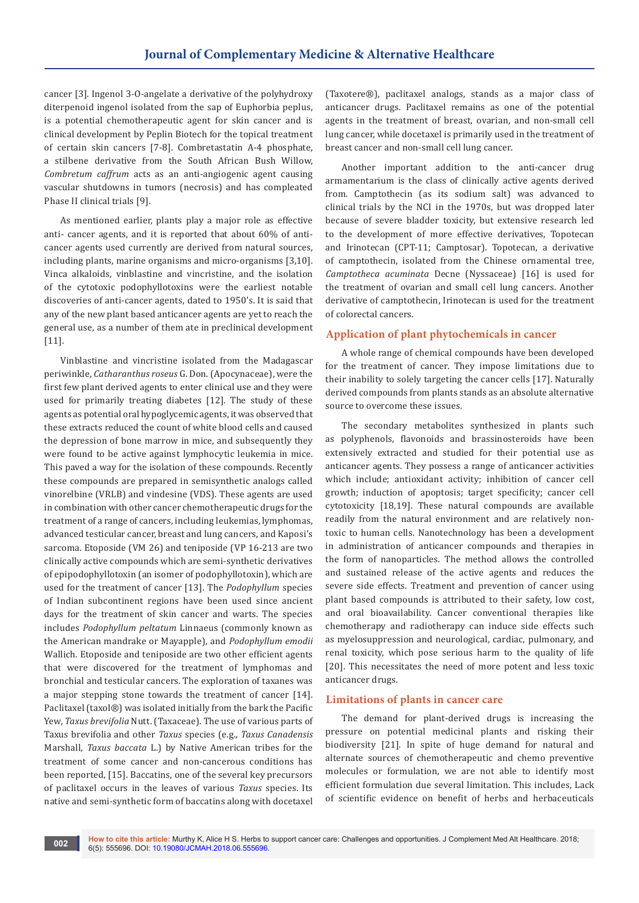cancer [3]. Ingenol 3-O-angelate a derivative of the polyhydroxy diterpenoid ingenol isolated from the sap of Euphorbia peplus, is a potential chemotherapeutic agent for skin cancer and is clinical development by Peplin Biotech for the topical treatment of certain skin cancers [7-8]. Combretastatin A-4 phosphate, a stilbene derivative from the South African Bush Willow, *Combretum caffrum* acts as an anti-angiogenic agent causing vascular shutdowns in tumors (necrosis) and has completed Phase II clinical trials [9].

As mentioned earlier, plants play a major role as effective anti- cancer agents, and it is reported that about 60% of anti-cancer agents used currently are derived from natural sources, including plants, marine organisms and micro-organisms [3,10]. Vinca alkaloids, vinblastine and vincristine, and the isolation of the cytotoxic podophyllotoxins were the earliest notable discoveries of anti-cancer agents, dated to 1950's. It is said that any of the new plant based anticancer agents are yet to reach the general use, as a number of them ate in preclinical development [11].

Vinblastine and vincristine isolated from the Madagascar periwinkle, *Catharanthus roseus* G. Don. (Apocynaceae), were the first few plant derived agents to enter clinical use and they were used for primarily treating diabetes [12]. The study of these agents as potential oral hypoglycemic agents, it was observed that these extracts reduced the count of white blood cells and caused the depression of bone marrow in mice, and subsequently they were found to be active against lymphocytic leukemia in mice. This paved a way for the isolation of these compounds. Recently these compounds are prepared in semisynthetic analogs called vinorelbine (VRLB) and vindesine (VDS). These agents are used in combination with other cancer chemotherapeutic drugs for the treatment of a range of cancers, including leukemias, lymphomas, advanced testicular cancer, breast and lung cancers, and Kaposi's sarcoma. Etoposide (VM 26) and teniposide (VP 16-213 are two clinically active compounds which are semi-synthetic derivatives of epipodophyllotoxin (an isomer of podophyllotoxin), which are used for the treatment of cancer [13]. The *Podophyllum* species of Indian subcontinent regions have been used since ancient days for the treatment of skin cancer and warts. The species includes *Podophyllum peltatum* Linnaeus (commonly known as the American mandrake or Mayapple), and *Podophyllum emodii* Wallich. Etoposide and teniposide are two other efficient agents that were discovered for the treatment of lymphomas and bronchial and testicular cancers. The exploration of taxanes was a major stepping stone towards the treatment of cancer [14]. Paclitaxel (taxol®) was isolated initially from the bark the Pacific Yew, *Taxus brevifolia* Nutt. (Taxaceae). The use of various parts of Taxus brevifolia and other *Taxus* species (e.g., *Taxus Canadensis* Marshall, *Taxus baccata* L.) by Native American tribes for the treatment of some cancer and non-cancerous conditions has been reported, [15]. Baccatins, one of the several key precursors of paclitaxel occurs in the leaves of various *Taxus* species. Its native and semi-synthetic form of baccatins along with docetaxel (Taxotere®), paclitaxel analogs, stands as a major class of anticancer drugs. Paclitaxel remains as one of the potential agents in the treatment of breast, ovarian, and non-small cell lung cancer, while docetaxel is primarily used in the treatment of breast cancer and non-small cell lung cancer.

Another important addition to the anti-cancer drug armamentarium is the class of clinically active agents derived from. Camptothecin (as its sodium salt) was advanced to clinical trials by the NCI in the 1970s, but was dropped later because of severe bladder toxicity, but extensive research led to the development of more effective derivatives, Topotecan and Irinotecan (CPT-11; Camptosar). Topotecan, a derivative of camptothecin, isolated from the Chinese ornamental tree, *Camptotheca acuminata* Decne (Nyssaceae) [16] is used for the treatment of ovarian and small cell lung cancers. Another derivative of camptothecin, Irinotecan is used for the treatment of colorectal cancers.

## Application of plant phytochemicals in cancer

A whole range of chemical compounds have been developed for the treatment of cancer. They impose limitations due to their inability to solely targeting the cancer cells [17]. Naturally derived compounds from plants stands as an absolute alternative source to overcome these issues.

The secondary metabolites synthesized in plants such as polyphenols, flavonoids and brassinosteroids have been extensively extracted and studied for their potential use as anticancer agents. They possess a range of anticancer activities which include; antioxidant activity; inhibition of cancer cell growth; induction of apoptosis; target specificity; cancer cell cytotoxicity [18,19]. These natural compounds are available readily from the natural environment and are relatively non-toxic to human cells. Nanotechnology has been a development in administration of anticancer compounds and therapies in the form of nanoparticles. The method allows the controlled and sustained release of the active agents and reduces the severe side effects. Treatment and prevention of cancer using plant based compounds is attributed to their safety, low cost, and oral bioavailability. Cancer conventional therapies like chemotherapy and radiotherapy can induce side effects such as myelosuppression and neurological, cardiac, pulmonary, and renal toxicity, which pose serious harm to the quality of life [20]. This necessitates the need of more potent and less toxic anticancer drugs.

## Limitations of plants in cancer care

The demand for plant-derived drugs is increasing the pressure on potential medicinal plants and risking their biodiversity [21]. In spite of huge demand for natural and alternate sources of chemotherapeutic and chemo preventive molecules or formulation, we are not able to identify most efficient formulation due several limitation. This includes, Lack of scientific evidence on benefit of herbs and herbaceuticals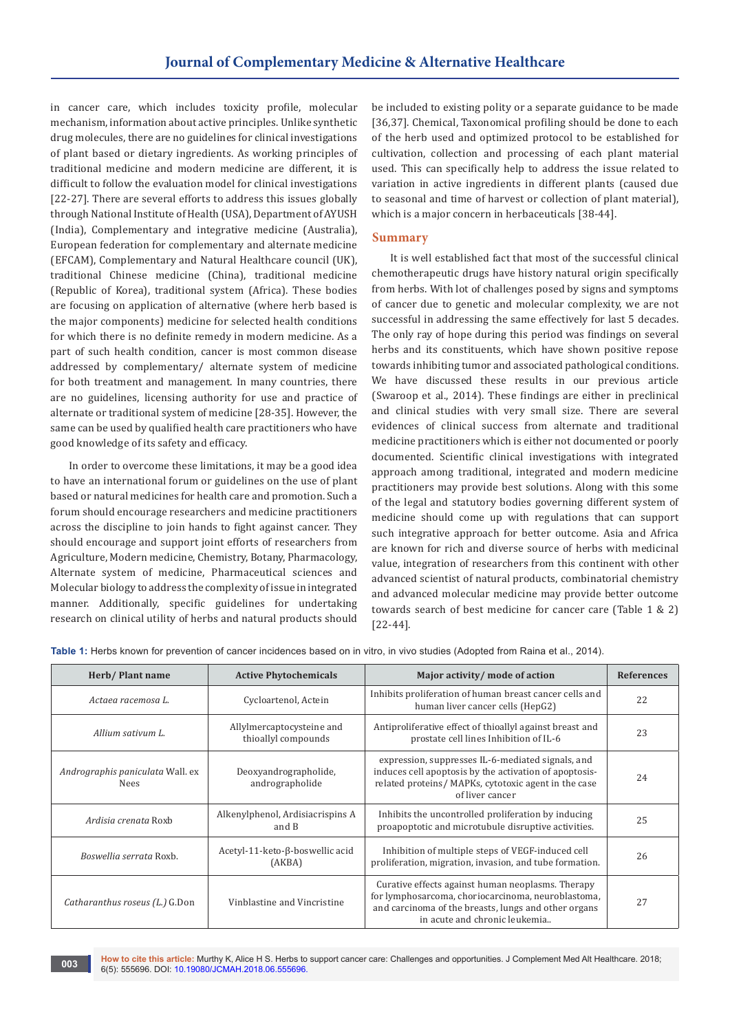in cancer care, which includes toxicity profile, molecular mechanism, information about active principles. Unlike synthetic drug molecules, there are no guidelines for clinical investigations of plant based or dietary ingredients. As working principles of traditional medicine and modern medicine are different, it is difficult to follow the evaluation model for clinical investigations [22-27]. There are several efforts to address this issues globally through National Institute of Health (USA), Department of AYUSH (India), Complementary and integrative medicine (Australia), European federation for complementary and alternate medicine (EFCAM), Complementary and Natural Healthcare council (UK), traditional Chinese medicine (China), traditional medicine (Republic of Korea), traditional system (Africa). These bodies are focusing on application of alternative (where herb based is the major components) medicine for selected health conditions for which there is no definite remedy in modern medicine. As a part of such health condition, cancer is most common disease addressed by complementary/ alternate system of medicine for both treatment and management. In many countries, there are no guidelines, licensing authority for use and practice of alternate or traditional system of medicine [28-35]. However, the same can be used by qualified health care practitioners who have good knowledge of its safety and efficacy.

In order to overcome these limitations, it may be a good idea to have an international forum or guidelines on the use of plant based or natural medicines for health care and promotion. Such a forum should encourage researchers and medicine practitioners across the discipline to join hands to fight against cancer. They should encourage and support joint efforts of researchers from Agriculture, Modern medicine, Chemistry, Botany, Pharmacology, Alternate system of medicine, Pharmaceutical sciences and Molecular biology to address the complexity of issue in integrated manner. Additionally, specific guidelines for undertaking research on clinical utility of herbs and natural products should be included to existing polity or a separate guidance to be made [36,37]. Chemical, Taxonomical profiling should be done to each of the herb used and optimized protocol to be established for cultivation, collection and processing of each plant material used. This can specifically help to address the issue related to variation in active ingredients in different plants (caused due to seasonal and time of harvest or collection of plant material), which is a major concern in herbaceuticals [38-44].

## Summary

It is well established fact that most of the successful clinical chemotherapeutic drugs have history natural origin specifically from herbs. With lot of challenges posed by signs and symptoms of cancer due to genetic and molecular complexity, we are not successful in addressing the same effectively for last 5 decades. The only ray of hope during this period was findings on several herbs and its constituents, which have shown positive repose towards inhibiting tumor and associated pathological conditions. We have discussed these results in our previous article (Swaroop et al., 2014). These findings are either in preclinical and clinical studies with very small size. There are several evidences of clinical success from alternate and traditional medicine practitioners which is either not documented or poorly documented. Scientific clinical investigations with integrated approach among traditional, integrated and modern medicine practitioners may provide best solutions. Along with this some of the legal and statutory bodies governing different system of medicine should come up with regulations that can support such integrative approach for better outcome. Asia and Africa are known for rich and diverse source of herbs with medicinal value, integration of researchers from this continent with other advanced scientist of natural products, combinatorial chemistry and advanced molecular medicine may provide better outcome towards search of best medicine for cancer care (Table 1 & 2) [22-44].

**Table 1:** Herbs known for prevention of cancer incidences based on in vitro, in vivo studies (Adopted from Raina et al., 2014).

| Herb/ Plant name | Active Phytochemicals | Major activity/ mode of action | References |
|---|---|---|---|
| *Actaea racemosa L.* | Cycloartenol, Actein | Inhibits proliferation of human breast cancer cells and human liver cancer cells (HepG2) | 22 |
| *Allium sativum L.* | Allylmercaptocysteine and thioallyl compounds | Antiproliferative effect of thioallyl against breast and prostate cell lines Inhibition of IL-6 | 23 |
| *Andrographis paniculata* Wall. ex Nees | Deoxyandrographolide, andrographolide | expression, suppresses IL-6-mediated signals, and induces cell apoptosis by the activation of apoptosis-related proteins/ MAPKs, cytotoxic agent in the case of liver cancer | 24 |
| *Ardisia crenata* Roxb | Alkenylphenol, Ardisiacrispins A and B | Inhibits the uncontrolled proliferation by inducing proapoptotic and microtubule disruptive activities. | 25 |
| *Boswellia serrata* Roxb. | Acetyl-11-keto-β-boswellic acid (AKBA) | Inhibition of multiple steps of VEGF-induced cell proliferation, migration, invasion, and tube formation. | 26 |
| *Catharanthus roseus (L.)* G.Don | Vinblastine and Vincristine | Curative effects against human neoplasms. Therapy for lymphosarcoma, choriocarcinoma, neuroblastoma, and carcinoma of the breasts, lungs and other organs in acute and chronic leukemia.. | 27 |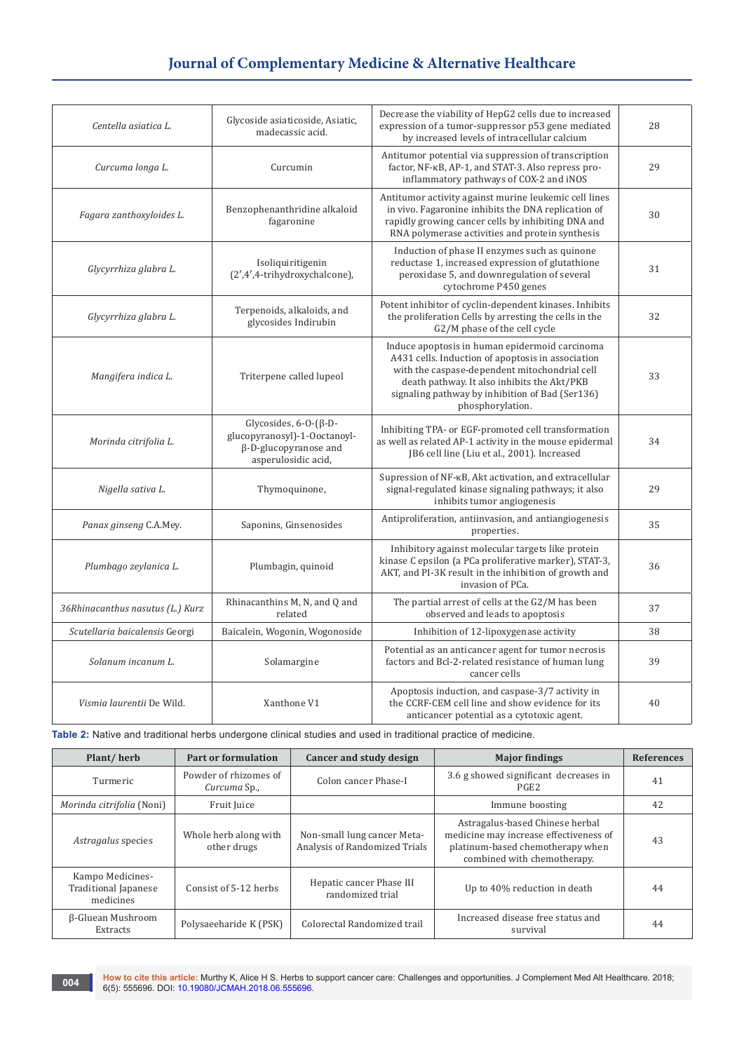| | | | |
|---|---|---|---|
| *Centella asiatica L.* | Glycoside asiaticoside, Asiatic, madecassic acid. | Decrease the viability of HepG2 cells due to increased expression of a tumor-suppressor p53 gene mediated by increased levels of intracellular calcium | 28 |
| *Curcuma longa L.* | Curcumin | Antitumor potential via suppression of transcription factor, NF-κB, AP-1, and STAT-3. Also repress pro-inflammatory pathways of COX-2 and iNOS | 29 |
| *Fagara zanthoxyloides L.* | Benzophenanthridine alkaloid fagaronine | Antitumor activity against murine leukemic cell lines in vivo. Fagaronine inhibits the DNA replication of rapidly growing cancer cells by inhibiting DNA and RNA polymerase activities and protein synthesis | 30 |
| *Glycyrrhiza glabra L.* | Isoliquiritigenin (2′,4′,4-trihydroxychalcone), | Induction of phase II enzymes such as quinone reductase 1, increased expression of glutathione peroxidase 5, and downregulation of several cytochrome P450 genes | 31 |
| *Glycyrrhiza glabra L.* | Terpenoids, alkaloids, and glycosides Indirubin | Potent inhibitor of cyclin-dependent kinases. Inhibits the proliferation Cells by arresting the cells in the G2/M phase of the cell cycle | 32 |
| *Mangifera indica L.* | Triterpene called lupeol | Induce apoptosis in human epidermoid carcinoma A431 cells. Induction of apoptosis in association with the caspase-dependent mitochondrial cell death pathway. It also inhibits the Akt/PKB signaling pathway by inhibition of Bad (Ser136) phosphorylation. | 33 |
| *Morinda citrifolia L.* | Glycosides, 6-O-(β-D-glucopyranosyl]-1-Ooctanoyl-β-D-glucopyranose and asperulosidic acid, | Inhibiting TPA- or EGF-promoted cell transformation as well as related AP-1 activity in the mouse epidermal JB6 cell line (Liu et al., 2001). Increased | 34 |
| *Nigella sativa L.* | Thymoquinone, | Supression of NF-κB, Akt activation, and extracellular signal-regulated kinase signaling pathways; it also inhibits tumor angiogenesis | 29 |
| *Panax ginseng* C.A.Mey. | Saponins, Ginsenosides | Antiproliferation, antiinvasion, and antiangiogenesis properties. | 35 |
| *Plumbago zeylanica L.* | Plumbagin, quinoid | Inhibitory against molecular targets like protein kinase C epsilon (a PCa proliferative marker), STAT-3, AKT, and PI-3K result in the inhibition of growth and invasion of PCa. | 36 |
| *36Rhinacanthus nasutus (L.) Kurz* | Rhinacanthins M, N, and Q and related | The partial arrest of cells at the G2/M has been observed and leads to apoptosis | 37 |
| *Scutellaria baicalensis* Georgi | Baicalein, Wogonin, Wogonoside | Inhibition of 12-lipoxygenase activity | 38 |
| *Solanum incanum L.* | Solamargine | Potential as an anticancer agent for tumor necrosis factors and Bcl-2-related resistance of human lung cancer cells | 39 |
| *Vismia laurentii* De Wild. | Xanthone V1 | Apoptosis induction, and caspase-3/7 activity in the CCRF-CEM cell line and show evidence for its anticancer potential as a cytotoxic agent. | 40 |

**Table 2:** Native and traditional herbs undergone clinical studies and used in traditional practice of medicine.

| Plant/ herb | Part or formulation | Cancer and study design | Major findings | References |
|---|---|---|---|---|
| Turmeric | Powder of rhizomes of *Curcuma* Sp., | Colon cancer Phase-I | 3.6 g showed significant decreases in PGE2 | 41 |
| *Morinda citrifolia* (Noni) | Fruit Juice | | Immune boosting | 42 |
| *Astragalus* species | Whole herb along with other drugs | Non-small lung cancer Meta-Analysis of Randomized Trials | Astragalus-based Chinese herbal medicine may increase effectiveness of platinum-based chemotherapy when combined with chemotherapy. | 43 |
| Kampo Medicines-Traditional Japanese medicines | Consist of 5-12 herbs | Hepatic cancer Phase III randomized trial | Up to 40% reduction in death | 44 |
| β-Gluean Mushroom Extracts | Polysaeeharide K (PSK) | Colorectal Randomized trail | Increased disease free status and survival | 44 |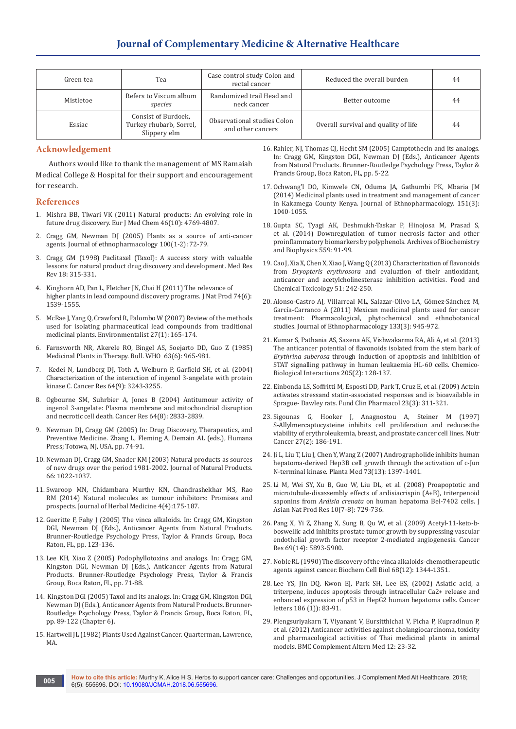| Green tea | Tea | Case control study Colon and rectal cancer | Reduced the overall burden | 44 |
|---|---|---|---|---|
| Mistletoe | Refers to Viscum album *species* | Randomized trail Head and neck cancer | Better outcome | 44 |
| Essiac | Consist of Burdoek, Turkey rhubarb, Sorrel, Slippery elm | Observational studies Colon and other cancers | Overall survival and quality of life | 44 |

## Acknowledgement

Authors would like to thank the management of MS Ramaiah Medical College & Hospital for their support and encouragement for research.

## References

1. Mishra BB, Tiwari VK (2011) Natural products: An evolving role in future drug discovery. Eur J Med Chem 46(10): 4769-4807.
2. Cragg GM, Newman DJ (2005) Plants as a source of anti-cancer agents. Journal of ethnopharmacology 100(1-2): 72-79.
3. Cragg GM (1998) Paclitaxel (Taxol): A success story with valuable lessons for natural product drug discovery and development. Med Res Rev 18: 315-331.
4. Kinghorn AD, Pan L, Fletcher JN, Chai H (2011) The relevance of higher plants in lead compound discovery programs. J Nat Prod 74(6): 1539-1555.
5. McRae J, Yang Q, Crawford R, Palombo W (2007) Review of the methods used for isolating pharmaceutical lead compounds from traditional medicinal plants. Environmentalist 27(1): 165-174.
6. Farnsworth NR, Akerele RO, Bingel AS, Soejarto DD, Guo Z (1985) Medicinal Plants in Therapy. Bull. WHO 63(6): 965-981.
7. Kedei N, Lundberg DJ, Toth A, Welburn P, Garfield SH, et al. (2004) Characterization of the interaction of ingenol 3-angelate with protein kinase C. Cancer Res 64(9): 3243-3255.
8. Ogbourne SM, Suhrbier A, Jones B (2004) Antitumour activity of ingenol 3-angelate: Plasma membrane and mitochondrial disruption and necrotic cell death. Cancer Res 64(8): 2833-2839.
9. Newman DJ, Cragg GM (2005) In: Drug Discovery, Therapeutics, and Preventive Medicine. Zhang L, Fleming A, Demain AL (eds.), Humana Press; Totowa, NJ, USA, pp. 74-91.
10. Newman DJ, Cragg GM, Snader KM (2003) Natural products as sources of new drugs over the period 1981-2002. Journal of Natural Products. 66: 1022-1037.
11. Swaroop MN, Chidambara Murthy KN, Chandrashekhar MS, Rao RM (2014) Natural molecules as tumour inhibitors: Promises and prospects. Journal of Herbal Medicine 4(4):175-187.
12. Gueritte F, Fahy J (2005) The vinca alkaloids. In: Cragg GM, Kingston DGI, Newman DJ (Eds.), Anticancer Agents from Natural Products. Brunner-Routledge Psychology Press, Taylor & Francis Group, Boca Raton, FL, pp. 123-136.
13. Lee KH, Xiao Z (2005) Podophyllotoxins and analogs. In: Cragg GM, Kingston DGI, Newman DJ (Eds.), Anticancer Agents from Natural Products. Brunner-Routledge Psychology Press, Taylor & Francis Group, Boca Raton, FL, pp. 71-88.
14. Kingston DGI (2005) Taxol and its analogs. In: Cragg GM, Kingston DGI, Newman DJ (Eds.), Anticancer Agents from Natural Products. Brunner-Routledge Psychology Press, Taylor & Francis Group, Boca Raton, FL, pp. 89-122 (Chapter 6).
15. Hartwell JL (1982) Plants Used Against Cancer. Quarterman, Lawrence, MA.
16. Rahier, NJ, Thomas CJ, Hecht SM (2005) Camptothecin and its analogs. In: Cragg GM, Kingston DGI, Newman DJ (Eds.), Anticancer Agents from Natural Products. Brunner-Routledge Psychology Press, Taylor & Francis Group, Boca Raton, FL, pp. 5-22.
17. Ochwang'I DO, Kimwele CN, Oduma JA, Gathumbi PK, Mbaria JM (2014) Medicinal plants used in treatment and management of cancer in Kakamega County Kenya. Journal of Ethnopharmacology. 151(3): 1040-1055.
18. Gupta SC, Tyagi AK, Deshmukh-Taskar P, Hinojosa M, Prasad S, et al. (2014) Downregulation of tumor necrosis factor and other proinflammatory biomarkers by polyphenols. Archives of Biochemistry and Biophysics 559: 91-99.
19. Cao J, Xia X, Chen X, Xiao J, Wang Q (2013) Characterization of flavonoids from *Dryopteris erythrosora* and evaluation of their antioxidant, anticancer and acetylcholinesterase inhibition activities. Food and Chemical Toxicology 51: 242-250.
20. Alonso-Castro AJ, Villarreal ML, Salazar-Olivo LA, Gómez-Sánchez M, García-Carranco A (2011) Mexican medicinal plants used for cancer treatment: Pharmacological, phytochemical and ethnobotanical studies. Journal of Ethnopharmacology 133(3): 945-972.
21. Kumar S, Pathania AS, Saxena AK, Vishwakarma RA, Ali A, et al. (2013) The anticancer potential of flavonoids isolated from the stem bark of *Erythrina suberosa* through induction of apoptosis and inhibition of STAT signalling pathway in human leukaemia HL-60 cells. Chemico-Biological Interactions 205(2): 128-137.
22. Einbonda LS, Soffritti M, Esposti DD, Park T, Cruz E, et al. (2009) Actein activates stressand statin-associated responses and is bioavailable in Sprague- Dawley rats. Fund Clin Pharmacol 23(3): 311-321.
23. Sigounas G, Hooker J, Anagnostou A, Steiner M (1997) S-Allylmercaptocysteine inhibits cell proliferation and reducesthe viability of erythroleukemia, breast, and prostate cancer cell lines. Nutr Cancer 27(2): 186-191.
24. Ji L, Liu T, Liu J, Chen Y, Wang Z (2007) Andrographolide inhibits human hepatoma-derived Hep3B cell growth through the activation of c-Jun N-terminal kinase. Planta Med 73(13): 1397-1401.
25. Li M, Wei SY, Xu B, Guo W, Liu DL, et al. (2008) Proapoptotic and microtubule-disassembly effects of ardisiacrispin (A+B), triterpenoid saponins from *Ardisia crenata* on human hepatoma Bel-7402 cells. J Asian Nat Prod Res 10(7-8): 729-736.
26. Pang X, Yi Z, Zhang X, Sung B, Qu W, et al. (2009) Acetyl-11-keto-b-boswellic acid inhibits prostate tumor growth by suppressing vascular endothelial growth factor receptor 2-mediated angiogenesis. Cancer Res 69(14): 5893-5900.
27. Noble RL (1990) The discovery of the vinca alkaloids-chemotherapeutic agents against cancer. Biochem Cell Biol 68(12): 1344-1351.
28. Lee YS, Jin DQ, Kwon EJ, Park SH, Lee ES, (2002) Asiatic acid, a triterpene, induces apoptosis through intracellular Ca2+ release and enhanced expression of p53 in HepG2 human hepatoma cells. Cancer letters 186 (1)): 83-91.
29. Plengsuriyakarn T, Viyanant V, Eursitthichai V, Picha P, Kupradinun P, et al. (2012) Anticancer activities against cholangiocarcinoma, toxicity and pharmacological activities of Thai medicinal plants in animal models. BMC Complement Altern Med 12: 23-32.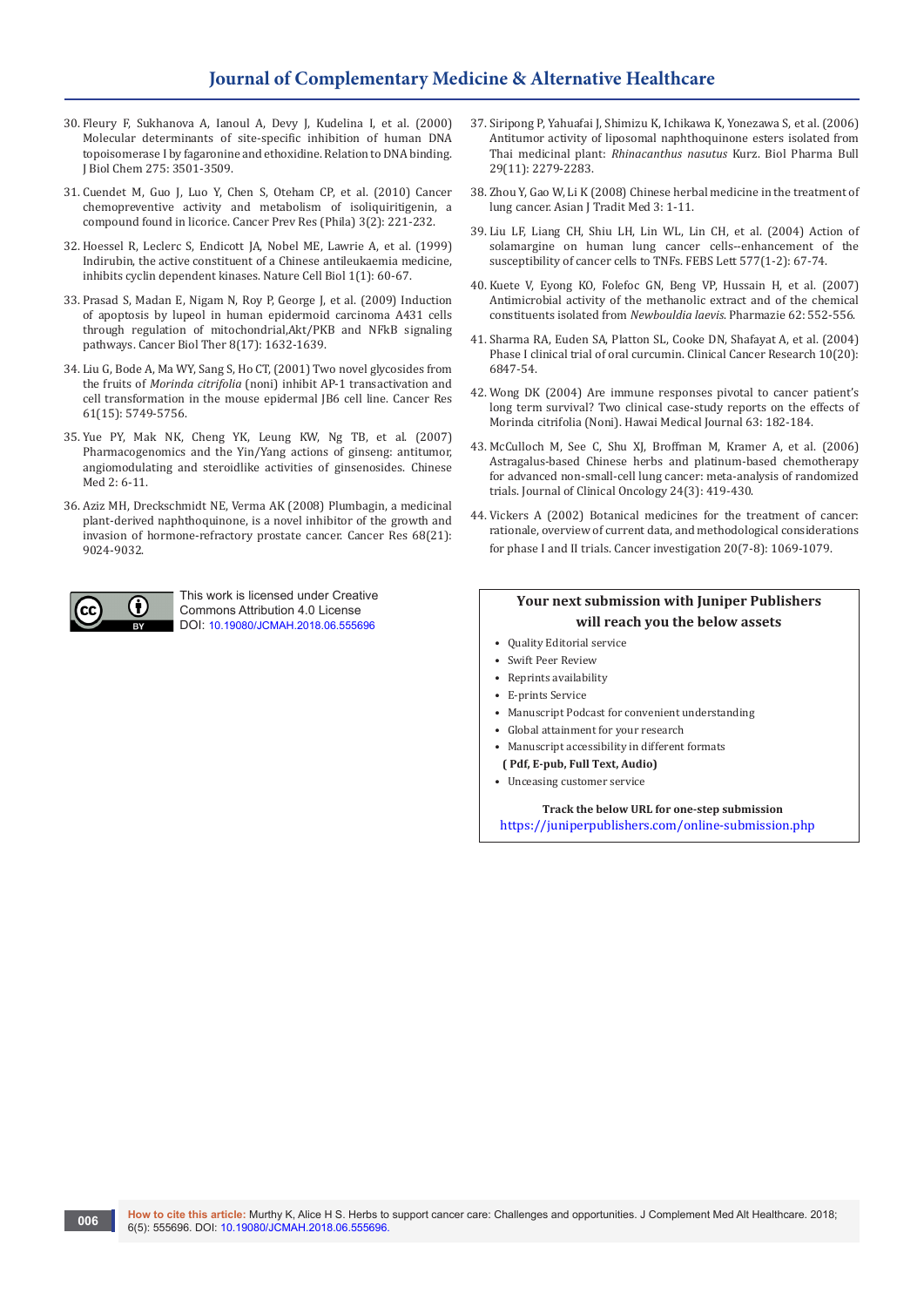30. Fleury F, Sukhanova A, Ianoul A, Devy J, Kudelina I, et al. (2000) Molecular determinants of site-specific inhibition of human DNA topoisomerase I by fagaronine and ethoxidine. Relation to DNA binding. J Biol Chem 275: 3501-3509.

31. Cuendet M, Guo J, Luo Y, Chen S, Oteham CP, et al. (2010) Cancer chemopreventive activity and metabolism of isoliquiritigenin, a compound found in licorice. Cancer Prev Res (Phila) 3(2): 221-232.

32. Hoessel R, Leclerc S, Endicott JA, Nobel ME, Lawrie A, et al. (1999) Indirubin, the active constituent of a Chinese antileukaemia medicine, inhibits cyclin dependent kinases. Nature Cell Biol 1(1): 60-67.

33. Prasad S, Madan E, Nigam N, Roy P, George J, et al. (2009) Induction of apoptosis by lupeol in human epidermoid carcinoma A431 cells through regulation of mitochondrial,Akt/PKB and NFkB signaling pathways. Cancer Biol Ther 8(17): 1632-1639.

34. Liu G, Bode A, Ma WY, Sang S, Ho CT, (2001) Two novel glycosides from the fruits of *Morinda citrifolia* (noni) inhibit AP-1 transactivation and cell transformation in the mouse epidermal JB6 cell line. Cancer Res 61(15): 5749-5756.

35. Yue PY, Mak NK, Cheng YK, Leung KW, Ng TB, et al. (2007) Pharmacogenomics and the Yin/Yang actions of ginseng: antitumor, angiomodulating and steroidlike activities of ginsenosides. Chinese Med 2: 6-11.

36. Aziz MH, Dreckschmidt NE, Verma AK (2008) Plumbagin, a medicinal plant-derived naphthoquinone, is a novel inhibitor of the growth and invasion of hormone-refractory prostate cancer. Cancer Res 68(21): 9024-9032.

37. Siripong P, Yahuafai J, Shimizu K, Ichikawa K, Yonezawa S, et al. (2006) Antitumor activity of liposomal naphthoquinone esters isolated from Thai medicinal plant: *Rhinacanthus nasutus* Kurz. Biol Pharma Bull 29(11): 2279-2283.

38. Zhou Y, Gao W, Li K (2008) Chinese herbal medicine in the treatment of lung cancer. Asian J Tradit Med 3: 1-11.

39. Liu LF, Liang CH, Shiu LH, Lin WL, Lin CH, et al. (2004) Action of solamargine on human lung cancer cells--enhancement of the susceptibility of cancer cells to TNFs. FEBS Lett 577(1-2): 67-74.

40. Kuete V, Eyong KO, Folefoc GN, Beng VP, Hussain H, et al. (2007) Antimicrobial activity of the methanolic extract and of the chemical constituents isolated from *Newbouldia laevis*. Pharmazie 62: 552-556.

41. Sharma RA, Euden SA, Platton SL, Cooke DN, Shafayat A, et al. (2004) Phase I clinical trial of oral curcumin. Clinical Cancer Research 10(20): 6847-54.

42. Wong DK (2004) Are immune responses pivotal to cancer patient's long term survival? Two clinical case-study reports on the effects of Morinda citrifolia (Noni). Hawai Medical Journal 63: 182-184.

43. McCulloch M, See C, Shu XJ, Broffman M, Kramer A, et al. (2006) Astragalus-based Chinese herbs and platinum-based chemotherapy for advanced non-small-cell lung cancer: meta-analysis of randomized trials. Journal of Clinical Oncology 24(3): 419-430.

44. Vickers A (2002) Botanical medicines for the treatment of cancer: rationale, overview of current data, and methodological considerations for phase I and II trials. Cancer investigation 20(7-8): 1069-1079.

This work is licensed under Creative Commons Attribution 4.0 License
DOI: 10.19080/JCMAH.2018.06.555696

**Your next submission with Juniper Publishers will reach you the below assets**

- Quality Editorial service
- Swift Peer Review
- Reprints availability
- E-prints Service
- Manuscript Podcast for convenient understanding
- Global attainment for your research
- Manuscript accessibility in different formats
  **( Pdf, E-pub, Full Text, Audio)**
- Unceasing customer service

**Track the below URL for one-step submission**
https://juniperpublishers.com/online-submission.php

**How to cite this article:** Murthy K, Alice H S. Herbs to support cancer care: Challenges and opportunities. J Complement Med Alt Healthcare. 2018; 6(5): 555696. DOI: 10.19080/JCMAH.2018.06.555696.